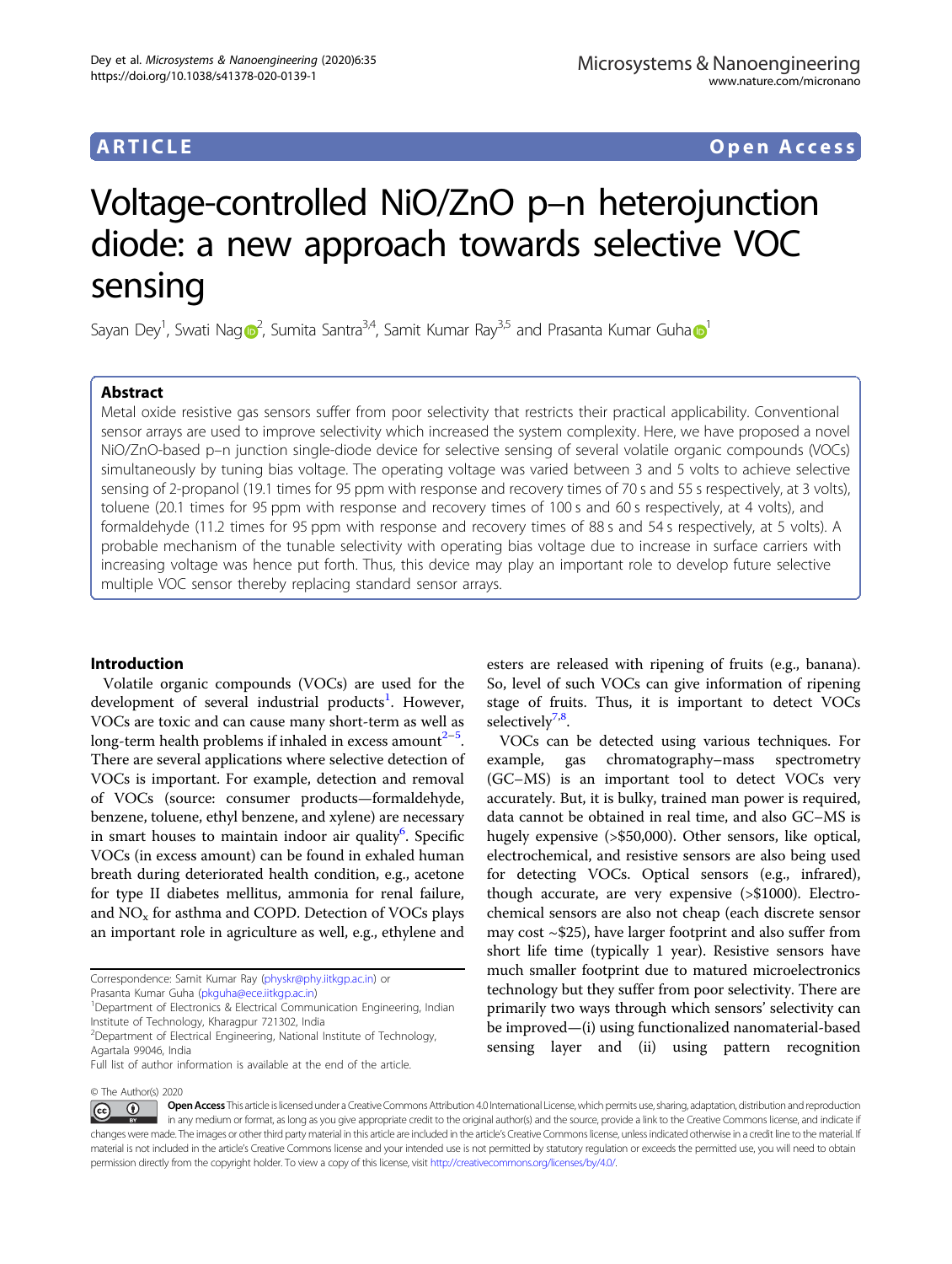ARTICLE

Open Access

# Voltage-controlled NiO/ZnO p–n heterojunction diode: a new approach towards selective VOC sensing

Sayan Dey[1], Swati Nag[2], Sumita Santra[3,4], Samit Kumar Ray[3,5] and Prasanta Kumar Guha[1]

## Abstract

Metal oxide resistive gas sensors suffer from poor selectivity that restricts their practical applicability. Conventional sensor arrays are used to improve selectivity which increased the system complexity. Here, we have proposed a novel NiO/ZnO-based p–n junction single-diode device for selective sensing of several volatile organic compounds (VOCs) simultaneously by tuning bias voltage. The operating voltage was varied between 3 and 5 volts to achieve selective sensing of 2-propanol (19.1 times for 95 ppm with response and recovery times of 70 s and 55 s respectively, at 3 volts), toluene (20.1 times for 95 ppm with response and recovery times of 100 s and 60 s respectively, at 4 volts), and formaldehyde (11.2 times for 95 ppm with response and recovery times of 88 s and 54 s respectively, at 5 volts). A probable mechanism of the tunable selectivity with operating bias voltage due to increase in surface carriers with increasing voltage was hence put forth. Thus, this device may play an important role to develop future selective multiple VOC sensor thereby replacing standard sensor arrays.

## Introduction

Volatile organic compounds (VOCs) are used for the development of several industrial products[1]. However, VOCs are toxic and can cause many short-term as well as long-term health problems if inhaled in excess amount[2–5]. There are several applications where selective detection of VOCs is important. For example, detection and removal of VOCs (source: consumer products—formaldehyde, benzene, toluene, ethyl benzene, and xylene) are necessary in smart houses to maintain indoor air quality[6]. Specific VOCs (in excess amount) can be found in exhaled human breath during deteriorated health condition, e.g., acetone for type II diabetes mellitus, ammonia for renal failure, and $NO_x$ for asthma and COPD. Detection of VOCs plays an important role in agriculture as well, e.g., ethylene and esters are released with ripening of fruits (e.g., banana). So, level of such VOCs can give information of ripening stage of fruits. Thus, it is important to detect VOCs selectively[7,8].

VOCs can be detected using various techniques. For example, gas chromatography–mass spectrometry (GC–MS) is an important tool to detect VOCs very accurately. But, it is bulky, trained man power is required, data cannot be obtained in real time, and also GC–MS is hugely expensive (>$50,000). Other sensors, like optical, electrochemical, and resistive sensors are also being used for detecting VOCs. Optical sensors (e.g., infrared), though accurate, are very expensive (>$1000). Electrochemical sensors are also not cheap (each discrete sensor may cost ~$25), have larger footprint and also suffer from short life time (typically 1 year). Resistive sensors have much smaller footprint due to matured microelectronics technology but they suffer from poor selectivity. There are primarily two ways through which sensors' selectivity can be improved—(i) using functionalized nanomaterial-based sensing layer and (ii) using pattern recognition

Correspondence: Samit Kumar Ray (physkr@phy.iitkgp.ac.in) or Prasanta Kumar Guha (pkguha@ece.iitkgp.ac.in)

[1]Department of Electronics & Electrical Communication Engineering, Indian Institute of Technology, Kharagpur 721302, India

[2]Department of Electrical Engineering, National Institute of Technology, Agartala 99046, India

Full list of author information is available at the end of the article.

© The Author(s) 2020

Open Access This article is licensed under a Creative Commons Attribution 4.0 International License, which permits use, sharing, adaptation, distribution and reproduction in any medium or format, as long as you give appropriate credit to the original author(s) and the source, provide a link to the Creative Commons license, and indicate if changes were made. The images or other third party material in this article are included in the article's Creative Commons license, unless indicated otherwise in a credit line to the material. If material is not included in the article's Creative Commons license and your intended use is not permitted by statutory regulation or exceeds the permitted use, you will need to obtain permission directly from the copyright holder. To view a copy of this license, visit http://creativecommons.org/licenses/by/4.0/.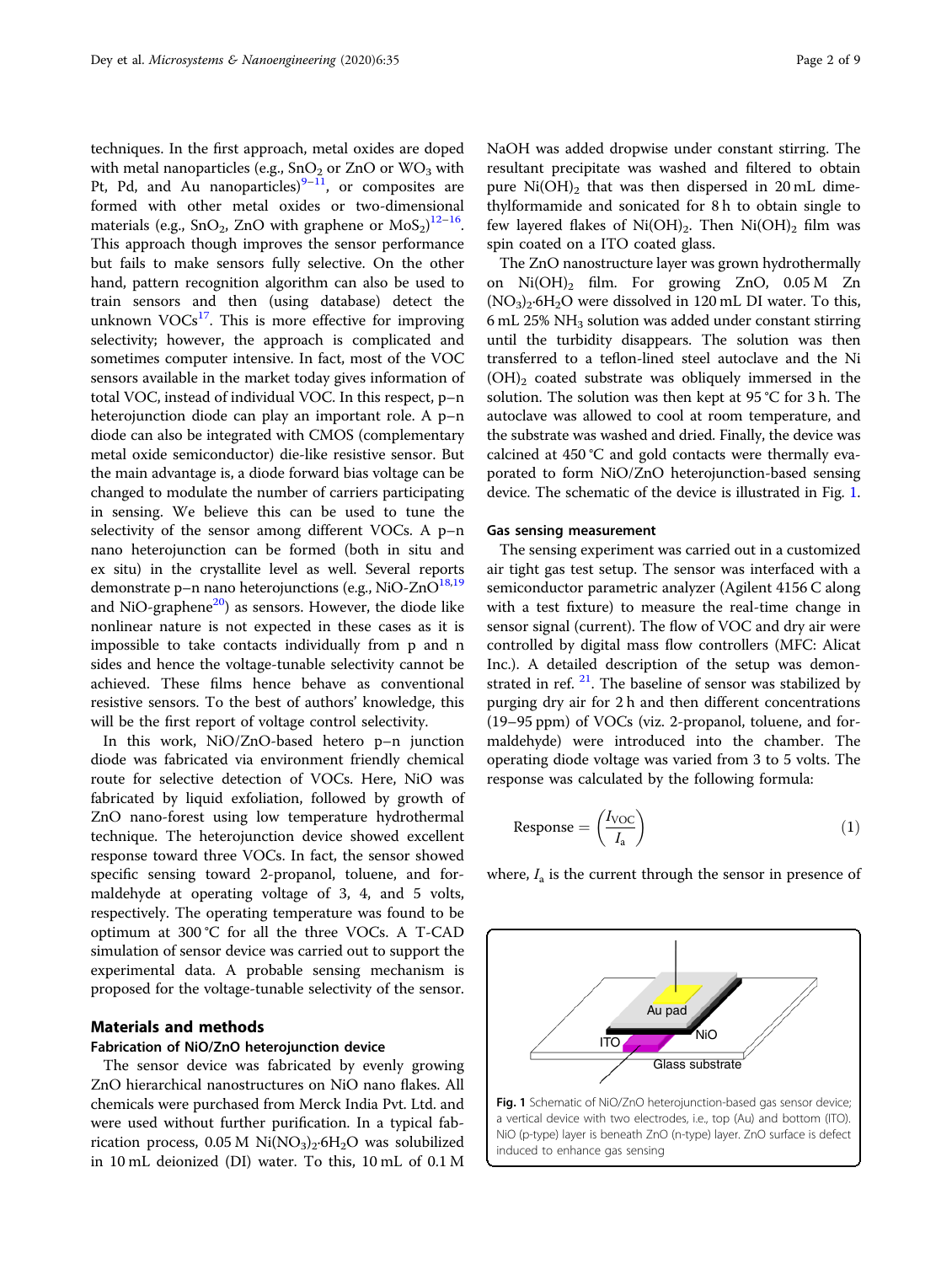techniques. In the first approach, metal oxides are doped with metal nanoparticles (e.g., $SnO_2$ or ZnO or $WO_3$ with Pt, Pd, and Au nanoparticles)[9–11], or composites are formed with other metal oxides or two-dimensional materials (e.g., $SnO_2$, ZnO with graphene or $MoS_2$)[12–16]. This approach though improves the sensor performance but fails to make sensors fully selective. On the other hand, pattern recognition algorithm can also be used to train sensors and then (using database) detect the unknown VOCs[17]. This is more effective for improving selectivity; however, the approach is complicated and sometimes computer intensive. In fact, most of the VOC sensors available in the market today gives information of total VOC, instead of individual VOC. In this respect, p–n heterojunction diode can play an important role. A p–n diode can also be integrated with CMOS (complementary metal oxide semiconductor) die-like resistive sensor. But the main advantage is, a diode forward bias voltage can be changed to modulate the number of carriers participating in sensing. We believe this can be used to tune the selectivity of the sensor among different VOCs. A p–n nano heterojunction can be formed (both in situ and ex situ) in the crystallite level as well. Several reports demonstrate p–n nano heterojunctions (e.g., NiO-ZnO[18,19] and NiO-graphene[20]) as sensors. However, the diode like nonlinear nature is not expected in these cases as it is impossible to take contacts individually from p and n sides and hence the voltage-tunable selectivity cannot be achieved. These films hence behave as conventional resistive sensors. To the best of authors' knowledge, this will be the first report of voltage control selectivity.

In this work, NiO/ZnO-based hetero p–n junction diode was fabricated via environment friendly chemical route for selective detection of VOCs. Here, NiO was fabricated by liquid exfoliation, followed by growth of ZnO nano-forest using low temperature hydrothermal technique. The heterojunction device showed excellent response toward three VOCs. In fact, the sensor showed specific sensing toward 2-propanol, toluene, and formaldehyde at operating voltage of 3, 4, and 5 volts, respectively. The operating temperature was found to be optimum at 300 °C for all the three VOCs. A T-CAD simulation of sensor device was carried out to support the experimental data. A probable sensing mechanism is proposed for the voltage-tunable selectivity of the sensor.

## Materials and methods

### Fabrication of NiO/ZnO heterojunction device

The sensor device was fabricated by evenly growing ZnO hierarchical nanostructures on NiO nano flakes. All chemicals were purchased from Merck India Pvt. Ltd. and were used without further purification. In a typical fabrication process, 0.05 M $Ni(NO_3)_2{\cdot}6H_2O$ was solubilized in 10 mL deionized (DI) water. To this, 10 mL of 0.1 M NaOH was added dropwise under constant stirring. The resultant precipitate was washed and filtered to obtain pure $Ni(OH)_2$ that was then dispersed in 20 mL dimethylformamide and sonicated for 8 h to obtain single to few layered flakes of $Ni(OH)_2$. Then $Ni(OH)_2$ film was spin coated on a ITO coated glass.

The ZnO nanostructure layer was grown hydrothermally on $Ni(OH)_2$ film. For growing ZnO, 0.05 M $Zn(NO_3)_2{\cdot}6H_2O$ were dissolved in 120 mL DI water. To this, 6 mL 25% $NH_3$ solution was added under constant stirring until the turbidity disappears. The solution was then transferred to a teflon-lined steel autoclave and the $Ni(OH)_2$ coated substrate was obliquely immersed in the solution. The solution was then kept at 95 °C for 3 h. The autoclave was allowed to cool at room temperature, and the substrate was washed and dried. Finally, the device was calcined at 450 °C and gold contacts were thermally evaporated to form NiO/ZnO heterojunction-based sensing device. The schematic of the device is illustrated in Fig. 1.

### Gas sensing measurement

The sensing experiment was carried out in a customized air tight gas test setup. The sensor was interfaced with a semiconductor parametric analyzer (Agilent 4156 C along with a test fixture) to measure the real-time change in sensor signal (current). The flow of VOC and dry air were controlled by digital mass flow controllers (MFC: Alicat Inc.). A detailed description of the setup was demonstrated in ref. [21]. The baseline of sensor was stabilized by purging dry air for 2 h and then different concentrations (19–95 ppm) of VOCs (viz. 2-propanol, toluene, and formaldehyde) were introduced into the chamber. The operating diode voltage was varied from 3 to 5 volts. The response was calculated by the following formula:

$$\text{Response} = \left(\frac{I_{\text{VOC}}}{I_{\text{a}}}\right) \tag{1}$$

where, $I_a$ is the current through the sensor in presence of

Fig. 1 Schematic of NiO/ZnO heterojunction-based gas sensor device; a vertical device with two electrodes, i.e., top (Au) and bottom (ITO). NiO (p-type) layer is beneath ZnO (n-type) layer. ZnO surface is defect induced to enhance gas sensing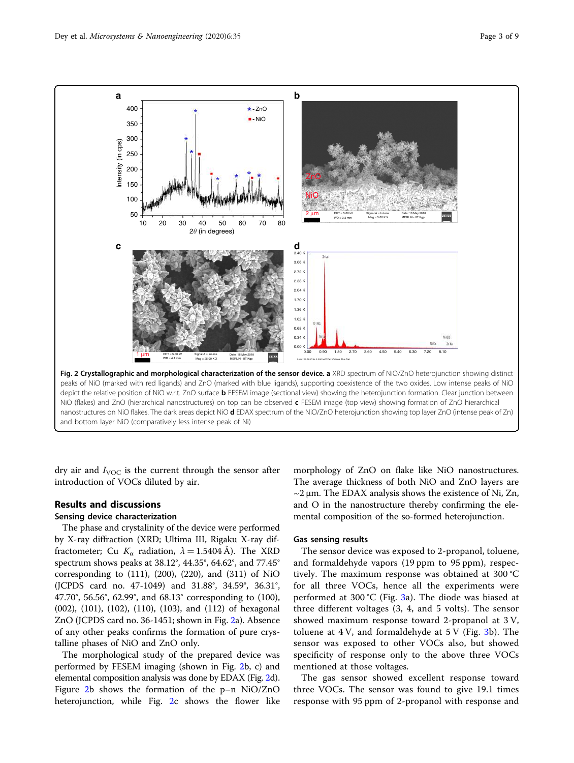**Fig. 2 Crystallographic and morphological characterization of the sensor device. a** XRD spectrum of NiO/ZnO heterojunction showing distinct peaks of NiO (marked with red ligands) and ZnO (marked with blue ligands), supporting coexistence of the two oxides. Low intense peaks of NiO depict the relative position of NiO w.r.t. ZnO surface **b** FESEM image (sectional view) showing the heterojunction formation. Clear junction between NiO (flakes) and ZnO (hierarchical nanostructures) on top can be observed **c** FESEM image (top view) showing formation of ZnO hierarchical nanostructures on NiO flakes. The dark areas depict NiO **d** EDAX spectrum of the NiO/ZnO heterojunction showing top layer ZnO (intense peak of Zn) and bottom layer NiO (comparatively less intense peak of Ni)

dry air and $I_{VOC}$ is the current through the sensor after introduction of VOCs diluted by air.

## Results and discussions

### Sensing device characterization

The phase and crystalinity of the device were performed by X-ray diffraction (XRD; Ultima III, Rigaku X-ray diffractometer; Cu $K_\alpha$ radiation, $\lambda = 1.5404$ Å). The XRD spectrum shows peaks at 38.12°, 44.35°, 64.62°, and 77.45° corresponding to (111), (200), (220), and (311) of NiO (JCPDS card no. 47-1049) and 31.88°, 34.59°, 36.31°, 47.70°, 56.56°, 62.99°, and 68.13° corresponding to (100), (002), (101), (102), (110), (103), and (112) of hexagonal ZnO (JCPDS card no. 36-1451; shown in Fig. 2a). Absence of any other peaks confirms the formation of pure crystalline phases of NiO and ZnO only.

The morphological study of the prepared device was performed by FESEM imaging (shown in Fig. 2b, c) and elemental composition analysis was done by EDAX (Fig. 2d). Figure 2b shows the formation of the p–n NiO/ZnO heterojunction, while Fig. 2c shows the flower like morphology of ZnO on flake like NiO nanostructures. The average thickness of both NiO and ZnO layers are ~2 µm. The EDAX analysis shows the existence of Ni, Zn, and O in the nanostructure thereby confirming the elemental composition of the so-formed heterojunction.

### Gas sensing results

The sensor device was exposed to 2-propanol, toluene, and formaldehyde vapors (19 ppm to 95 ppm), respectively. The maximum response was obtained at 300 °C for all three VOCs, hence all the experiments were performed at 300 °C (Fig. 3a). The diode was biased at three different voltages (3, 4, and 5 volts). The sensor showed maximum response toward 2-propanol at 3 V, toluene at 4 V, and formaldehyde at 5 V (Fig. 3b). The sensor was exposed to other VOCs also, but showed specificity of response only to the above three VOCs mentioned at those voltages.

The gas sensor showed excellent response toward three VOCs. The sensor was found to give 19.1 times response with 95 ppm of 2-propanol with response and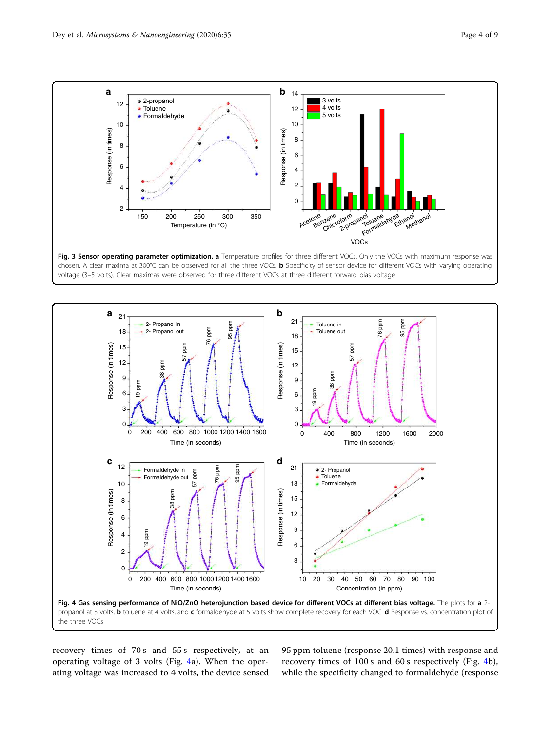**Fig. 3 Sensor operating parameter optimization.** **a** Temperature profiles for three different VOCs. Only the VOCs with maximum response was chosen. A clear maxima at 300°C can be observed for all the three VOCs. **b** Specificity of sensor device for different VOCs with varying operating voltage (3–5 volts). Clear maximas were observed for three different VOCs at three different forward bias voltage

**Fig. 4 Gas sensing performance of NiO/ZnO heterojunction based device for different VOCs at different bias voltage.** The plots for **a** 2-propanol at 3 volts, **b** toluene at 4 volts, and **c** formaldehyde at 5 volts show complete recovery for each VOC. **d** Response vs. concentration plot of the three VOCs

recovery times of 70 s and 55 s respectively, at an operating voltage of 3 volts (Fig. 4a). When the operating voltage was increased to 4 volts, the device sensed 95 ppm toluene (response 20.1 times) with response and recovery times of 100 s and 60 s respectively (Fig. 4b), while the specificity changed to formaldehyde (response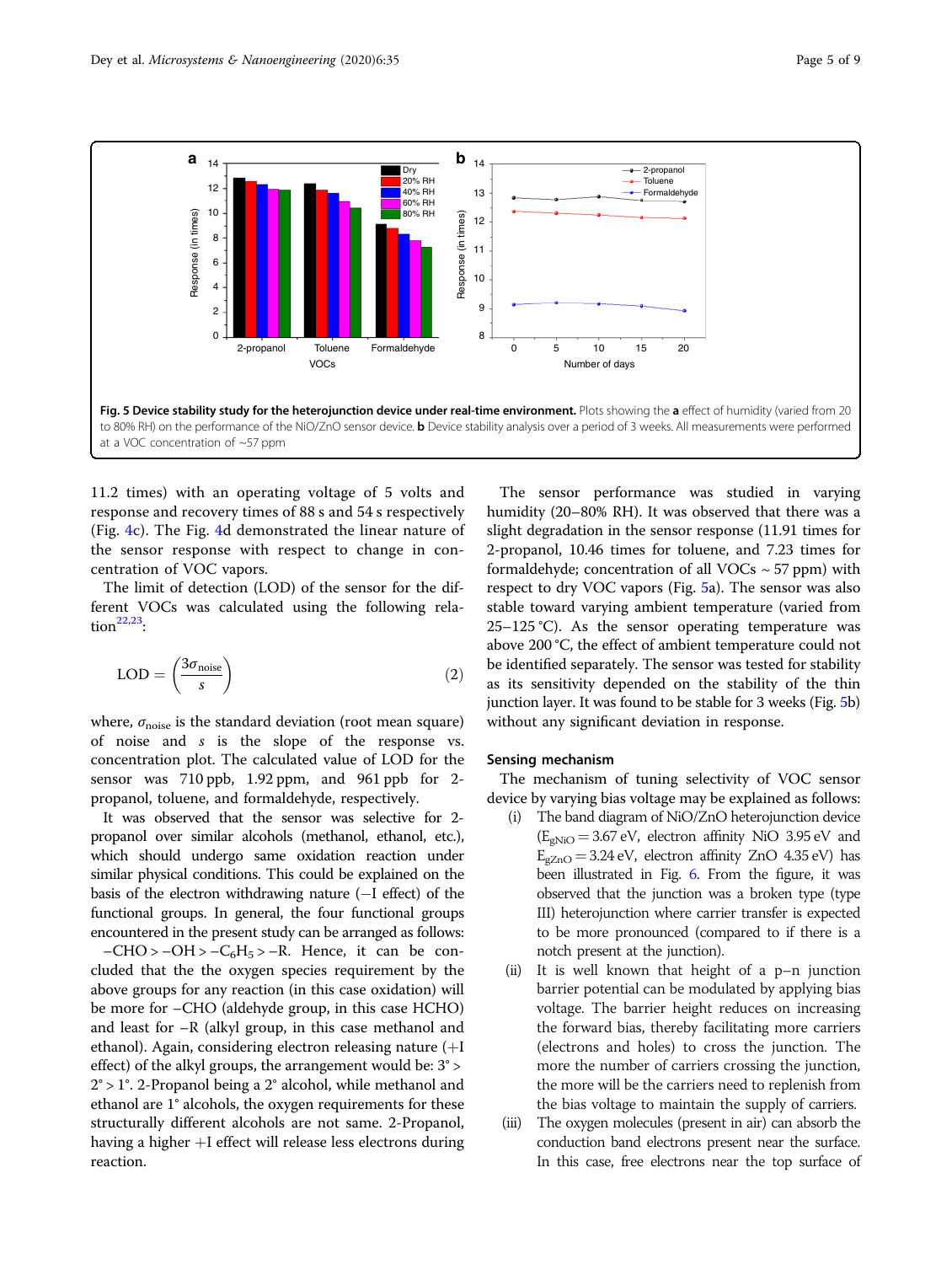**Fig. 5 Device stability study for the heterojunction device under real-time environment.** Plots showing the **a** effect of humidity (varied from 20 to 80% RH) on the performance of the NiO/ZnO sensor device. **b** Device stability analysis over a period of 3 weeks. All measurements were performed at a VOC concentration of ~57 ppm

11.2 times) with an operating voltage of 5 volts and response and recovery times of 88 s and 54 s respectively (Fig. 4c). The Fig. 4d demonstrated the linear nature of the sensor response with respect to change in concentration of VOC vapors.

The limit of detection (LOD) of the sensor for the different VOCs was calculated using the following relation[22,23]:

$$\mathrm{LOD} = \left(\frac{3\sigma_{\mathrm{noise}}}{s}\right) \quad (2)$$

where, $\sigma_{\mathrm{noise}}$ is the standard deviation (root mean square) of noise and $s$ is the slope of the response vs. concentration plot. The calculated value of LOD for the sensor was 710 ppb, 1.92 ppm, and 961 ppb for 2-propanol, toluene, and formaldehyde, respectively.

It was observed that the sensor was selective for 2-propanol over similar alcohols (methanol, ethanol, etc.), which should undergo same oxidation reaction under similar physical conditions. This could be explained on the basis of the electron withdrawing nature (−I effect) of the functional groups. In general, the four functional groups encountered in the present study can be arranged as follows: $-\mathrm{CHO} > -\mathrm{OH} > -\mathrm{C_6H_5} > -\mathrm{R}$. Hence, it can be concluded that the the oxygen species requirement by the above groups for any reaction (in this case oxidation) will be more for –CHO (aldehyde group, in this case HCHO) and least for –R (alkyl group, in this case methanol and ethanol). Again, considering electron releasing nature (+I effect) of the alkyl groups, the arrangement would be: 3° > 2° > 1°. 2-Propanol being a 2° alcohol, while methanol and ethanol are 1° alcohols, the oxygen requirements for these structurally different alcohols are not same. 2-Propanol, having a higher +I effect will release less electrons during reaction.

The sensor performance was studied in varying humidity (20–80% RH). It was observed that there was a slight degradation in the sensor response (11.91 times for 2-propanol, 10.46 times for toluene, and 7.23 times for formaldehyde; concentration of all VOCs ~ 57 ppm) with respect to dry VOC vapors (Fig. 5a). The sensor was also stable toward varying ambient temperature (varied from 25–125 °C). As the sensor operating temperature was above 200 °C, the effect of ambient temperature could not be identified separately. The sensor was tested for stability as its sensitivity depended on the stability of the thin junction layer. It was found to be stable for 3 weeks (Fig. 5b) without any significant deviation in response.

### Sensing mechanism

The mechanism of tuning selectivity of VOC sensor device by varying bias voltage may be explained as follows:

(i) The band diagram of NiO/ZnO heterojunction device ($E_{gNiO} = 3.67$ eV, electron affinity NiO 3.95 eV and $E_{gZnO} = 3.24$ eV, electron affinity ZnO 4.35 eV) has been illustrated in Fig. 6. From the figure, it was observed that the junction was a broken type (type III) heterojunction where carrier transfer is expected to be more pronounced (compared to if there is a notch present at the junction).

(ii) It is well known that height of a p–n junction barrier potential can be modulated by applying bias voltage. The barrier height reduces on increasing the forward bias, thereby facilitating more carriers (electrons and holes) to cross the junction. The more the number of carriers crossing the junction, the more will be the carriers need to replenish from the bias voltage to maintain the supply of carriers.

(iii) The oxygen molecules (present in air) can absorb the conduction band electrons present near the surface. In this case, free electrons near the top surface of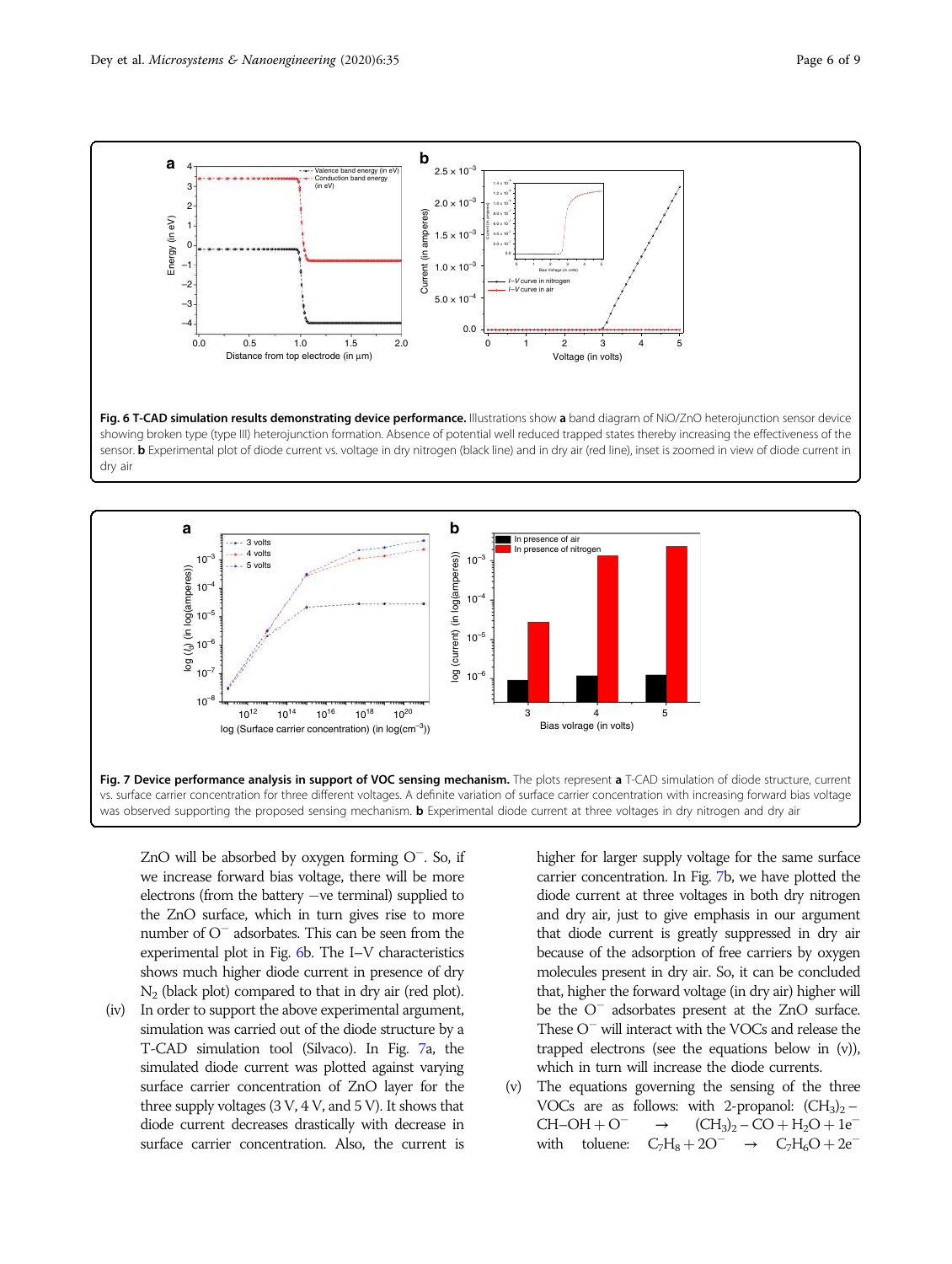**Fig. 6 T-CAD simulation results demonstrating device performance.** Illustrations show **a** band diagram of NiO/ZnO heterojunction sensor device showing broken type (type III) heterojunction formation. Absence of potential well reduced trapped states thereby increasing the effectiveness of the sensor. **b** Experimental plot of diode current vs. voltage in dry nitrogen (black line) and in dry air (red line), inset is zoomed in view of diode current in dry air

**Fig. 7 Device performance analysis in support of VOC sensing mechanism.** The plots represent **a** T-CAD simulation of diode structure, current vs. surface carrier concentration for three different voltages. A definite variation of surface carrier concentration with increasing forward bias voltage was observed supporting the proposed sensing mechanism. **b** Experimental diode current at three voltages in dry nitrogen and dry air

ZnO will be absorbed by oxygen forming $O^-$. So, if we increase forward bias voltage, there will be more electrons (from the battery −ve terminal) supplied to the ZnO surface, which in turn gives rise to more number of $O^-$ adsorbates. This can be seen from the experimental plot in Fig. 6b. The I–V characteristics shows much higher diode current in presence of dry $N_2$ (black plot) compared to that in dry air (red plot).

(iv) In order to support the above experimental argument, simulation was carried out of the diode structure by a T-CAD simulation tool (Silvaco). In Fig. 7a, the simulated diode current was plotted against varying surface carrier concentration of ZnO layer for the three supply voltages (3 V, 4 V, and 5 V). It shows that diode current decreases drastically with decrease in surface carrier concentration. Also, the current is higher for larger supply voltage for the same surface carrier concentration. In Fig. 7b, we have plotted the diode current at three voltages in both dry nitrogen and dry air, just to give emphasis in our argument that diode current is greatly suppressed in dry air because of the adsorption of free carriers by oxygen molecules present in dry air. So, it can be concluded that, higher the forward voltage (in dry air) higher will be the $O^-$ adsorbates present at the ZnO surface. These $O^-$ will interact with the VOCs and release the trapped electrons (see the equations below in (v)), which in turn will increase the diode currents.

(v) The equations governing the sensing of the three VOCs are as follows: with 2-propanol: $(CH_3)_2-CH-OH + O^- \rightarrow (CH_3)_2-CO + H_2O + 1e^-$ with toluene: $C_7H_8 + 2O^- \rightarrow C_7H_6O + 2e^-$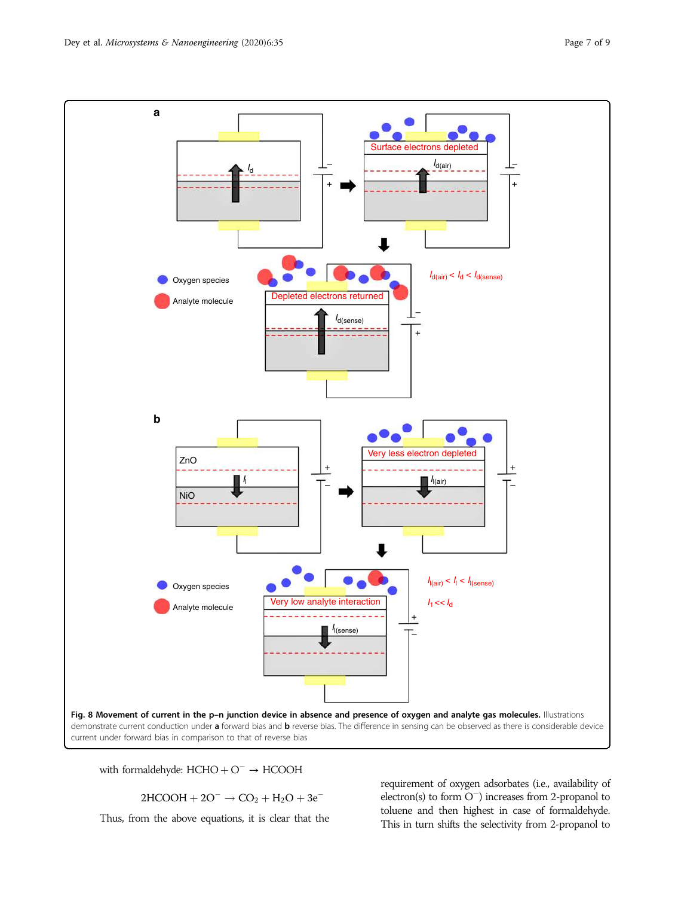**Fig. 8 Movement of current in the p–n junction device in absence and presence of oxygen and analyte gas molecules.** Illustrations demonstrate current conduction under **a** forward bias and **b** reverse bias. The difference in sensing can be observed as there is considerable device current under forward bias in comparison to that of reverse bias

with formaldehyde: $HCHO + O^- \rightarrow HCOOH$

$$2HCOOH + 2O^- \rightarrow CO_2 + H_2O + 3e^-$$

Thus, from the above equations, it is clear that the requirement of oxygen adsorbates (i.e., availability of electron(s) to form $O^-$) increases from 2-propanol to toluene and then highest in case of formaldehyde. This in turn shifts the selectivity from 2-propanol to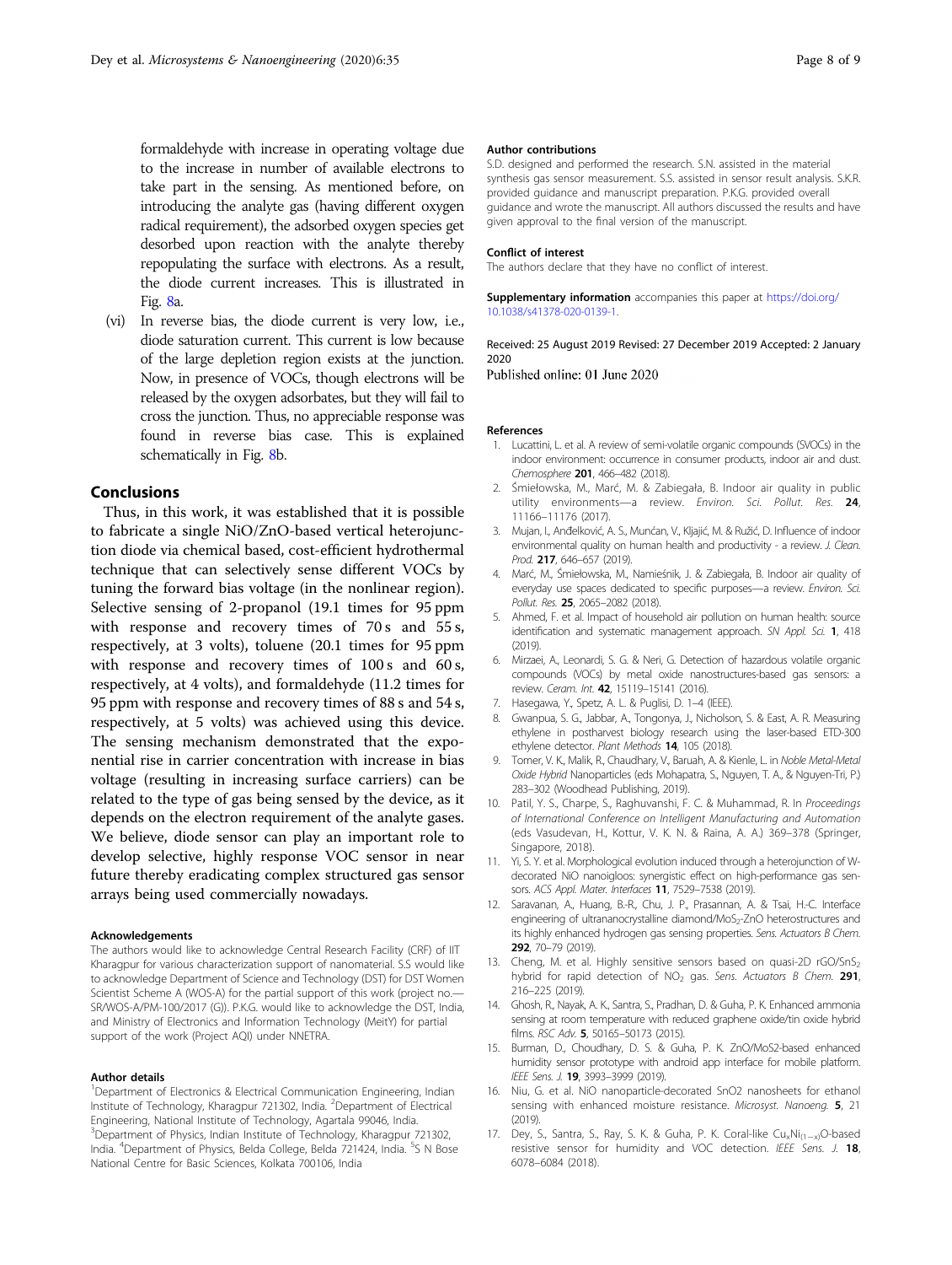formaldehyde with increase in operating voltage due to the increase in number of available electrons to take part in the sensing. As mentioned before, on introducing the analyte gas (having different oxygen radical requirement), the adsorbed oxygen species get desorbed upon reaction with the analyte thereby repopulating the surface with electrons. As a result, the diode current increases. This is illustrated in Fig. 8a.

(vi) In reverse bias, the diode current is very low, i.e., diode saturation current. This current is low because of the large depletion region exists at the junction. Now, in presence of VOCs, though electrons will be released by the oxygen adsorbates, but they will fail to cross the junction. Thus, no appreciable response was found in reverse bias case. This is explained schematically in Fig. 8b.

## Conclusions

Thus, in this work, it was established that it is possible to fabricate a single NiO/ZnO-based vertical heterojunction diode via chemical based, cost-efficient hydrothermal technique that can selectively sense different VOCs by tuning the forward bias voltage (in the nonlinear region). Selective sensing of 2-propanol (19.1 times for 95 ppm with response and recovery times of 70 s and 55 s, respectively, at 3 volts), toluene (20.1 times for 95 ppm with response and recovery times of 100 s and 60 s, respectively, at 4 volts), and formaldehyde (11.2 times for 95 ppm with response and recovery times of 88 s and 54 s, respectively, at 5 volts) was achieved using this device. The sensing mechanism demonstrated that the exponential rise in carrier concentration with increase in bias voltage (resulting in increasing surface carriers) can be related to the type of gas being sensed by the device, as it depends on the electron requirement of the analyte gases. We believe, diode sensor can play an important role to develop selective, highly response VOC sensor in near future thereby eradicating complex structured gas sensor arrays being used commercially nowadays.

#### Acknowledgements

The authors would like to acknowledge Central Research Facility (CRF) of IIT Kharagpur for various characterization support of nanomaterial. S.S would like to acknowledge Department of Science and Technology (DST) for DST Women Scientist Scheme A (WOS-A) for the partial support of this work (project no.—SR/WOS-A/PM-100/2017 (G)). P.K.G. would like to acknowledge the DST, India, and Ministry of Electronics and Information Technology (MeitY) for partial support of the work (Project AQI) under NNETRA.

#### Author details

[1]Department of Electronics & Electrical Communication Engineering, Indian Institute of Technology, Kharagpur 721302, India. [2]Department of Electrical Engineering, National Institute of Technology, Agartala 99046, India. [3]Department of Physics, Indian Institute of Technology, Kharagpur 721302, India. [4]Department of Physics, Belda College, Belda 721424, India. [5]S N Bose National Centre for Basic Sciences, Kolkata 700106, India

#### Author contributions

S.D. designed and performed the research. S.N. assisted in the material synthesis gas sensor measurement. S.S. assisted in sensor result analysis. S.K.R. provided guidance and manuscript preparation. P.K.G. provided overall guidance and wrote the manuscript. All authors discussed the results and have given approval to the final version of the manuscript.

#### Conflict of interest

The authors declare that they have no conflict of interest.

**Supplementary information** accompanies this paper at https://doi.org/10.1038/s41378-020-0139-1.

Received: 25 August 2019 Revised: 27 December 2019 Accepted: 2 January 2020
Published online: 01 June 2020

#### References

1. Lucattini, L. et al. A review of semi-volatile organic compounds (SVOCs) in the indoor environment: occurrence in consumer products, indoor air and dust. *Chemosphere* **201**, 466–482 (2018).
2. Śmiełowska, M., Marć, M. & Zabiegała, B. Indoor air quality in public utility environments—a review. *Environ. Sci. Pollut. Res.* **24**, 11166–11176 (2017).
3. Mujan, I., Anđelković, A. S., Munćan, V., Kljajić, M. & Ružić, D. Influence of indoor environmental quality on human health and productivity - a review. *J. Clean. Prod.* **217**, 646–657 (2019).
4. Marć, M., Śmiełowska, M., Namieśnik, J. & Zabiegała, B. Indoor air quality of everyday use spaces dedicated to specific purposes—a review. *Environ. Sci. Pollut. Res.* **25**, 2065–2082 (2018).
5. Ahmed, F. et al. Impact of household air pollution on human health: source identification and systematic management approach. *SN Appl. Sci.* **1**, 418 (2019).
6. Mirzaei, A., Leonardi, S. G. & Neri, G. Detection of hazardous volatile organic compounds (VOCs) by metal oxide nanostructures-based gas sensors: a review. *Ceram. Int.* **42**, 15119–15141 (2016).
7. Hasegawa, Y., Spetz, A. L. & Puglisi, D. 1–4 (IEEE).
8. Gwanpua, S. G., Jabbar, A., Tongonya, J., Nicholson, S. & East, A. R. Measuring ethylene in postharvest biology research using the laser-based ETD-300 ethylene detector. *Plant Methods* **14**, 105 (2018).
9. Tomer, V. K., Malik, R., Chaudhary, V., Baruah, A. & Kienle, L. in *Noble Metal-Metal Oxide Hybrid* Nanoparticles (eds Mohapatra, S., Nguyen, T. A., & Nguyen-Tri, P.) 283–302 (Woodhead Publishing, 2019).
10. Patil, Y. S., Charpe, S., Raghuvanshi, F. C. & Muhammad, R. In *Proceedings of International Conference on Intelligent Manufacturing and Automation* (eds Vasudevan, H., Kottur, V. K. N. & Raina, A. A.) 369–378 (Springer, Singapore, 2018).
11. Yi, S. Y. et al. Morphological evolution induced through a heterojunction of W-decorated NiO nanoigloos: synergistic effect on high-performance gas sensors. *ACS Appl. Mater. Interfaces* **11**, 7529–7538 (2019).
12. Saravanan, A., Huang, B.-R., Chu, J. P., Prasannan, A. & Tsai, H.-C. Interface engineering of ultrananocrystalline diamond/$MoS_2$-ZnO heterostructures and its highly enhanced hydrogen gas sensing properties. *Sens. Actuators B Chem.* **292**, 70–79 (2019).
13. Cheng, M. et al. Highly sensitive sensors based on quasi-2D rGO/$SnS_2$ hybrid for rapid detection of $NO_2$ gas. *Sens. Actuators B Chem.* **291**, 216–225 (2019).
14. Ghosh, R., Nayak, A. K., Santra, S., Pradhan, D. & Guha, P. K. Enhanced ammonia sensing at room temperature with reduced graphene oxide/tin oxide hybrid films. *RSC Adv.* **5**, 50165–50173 (2015).
15. Burman, D., Choudhary, D. S. & Guha, P. K. ZnO/MoS2-based enhanced humidity sensor prototype with android app interface for mobile platform. *IEEE Sens. J.* **19**, 3993–3999 (2019).
16. Niu, G. et al. NiO nanoparticle-decorated SnO2 nanosheets for ethanol sensing with enhanced moisture resistance. *Microsyst. Nanoeng.* **5**, 21 (2019).
17. Dey, S., Santra, S., Ray, S. K. & Guha, P. K. Coral-like $Cu_xNi_{(1-x)}O$-based resistive sensor for humidity and VOC detection. *IEEE Sens. J.* **18**, 6078–6084 (2018).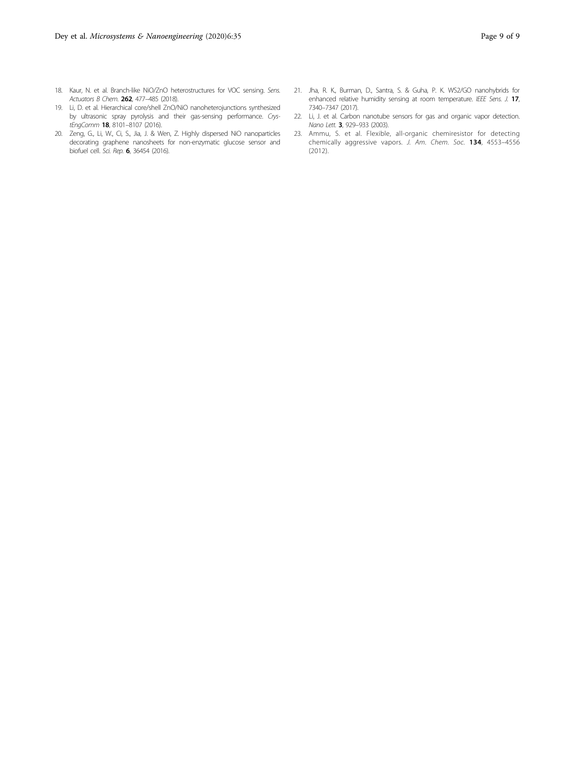18. Kaur, N. et al. Branch-like NiO/ZnO heterostructures for VOC sensing. *Sens. Actuators B Chem.* **262**, 477–485 (2018).
19. Li, D. et al. Hierarchical core/shell ZnO/NiO nanoheterojunctions synthesized by ultrasonic spray pyrolysis and their gas-sensing performance. *CrystEngComm* **18**, 8101–8107 (2016).
20. Zeng, G., Li, W., Ci, S., Jia, J. & Wen, Z. Highly dispersed NiO nanoparticles decorating graphene nanosheets for non-enzymatic glucose sensor and biofuel cell. *Sci. Rep.* **6**, 36454 (2016).
21. Jha, R. K., Burman, D., Santra, S. & Guha, P. K. WS2/GO nanohybrids for enhanced relative humidity sensing at room temperature. *IEEE Sens. J.* **17**, 7340–7347 (2017).
22. Li, J. et al. Carbon nanotube sensors for gas and organic vapor detection. *Nano Lett.* **3**, 929–933 (2003).
23. Ammu, S. et al. Flexible, all-organic chemiresistor for detecting chemically aggressive vapors. *J. Am. Chem. Soc.* **134**, 4553–4556 (2012).